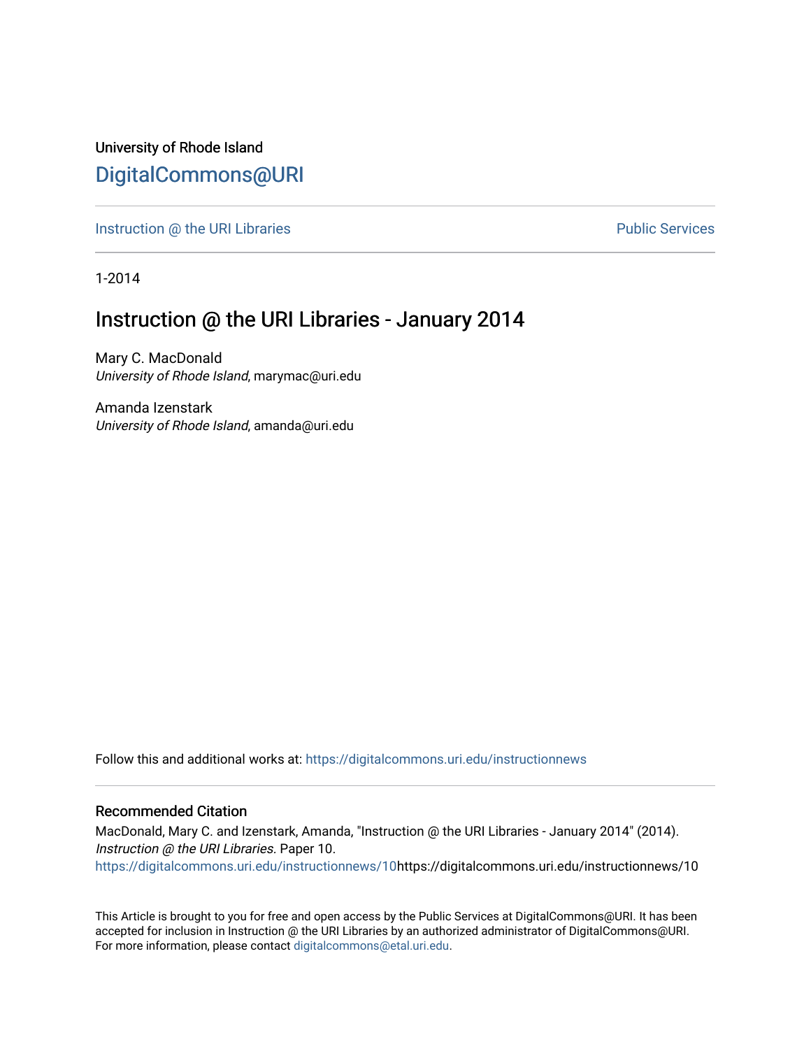University of Rhode Island

# DigitalCommons@URI

Instruction @ the URI Libraries                                                                                    Public Services

1-2014

## Instruction @ the URI Libraries - January 2014

Mary C. MacDonald
*University of Rhode Island*, marymac@uri.edu

Amanda Izenstark
*University of Rhode Island*, amanda@uri.edu

Follow this and additional works at: https://digitalcommons.uri.edu/instructionnews

### Recommended Citation

MacDonald, Mary C. and Izenstark, Amanda, "Instruction @ the URI Libraries - January 2014" (2014). *Instruction @ the URI Libraries.* Paper 10.
https://digitalcommons.uri.edu/instructionnews/10https://digitalcommons.uri.edu/instructionnews/10

This Article is brought to you for free and open access by the Public Services at DigitalCommons@URI. It has been accepted for inclusion in Instruction @ the URI Libraries by an authorized administrator of DigitalCommons@URI. For more information, please contact digitalcommons@etal.uri.edu.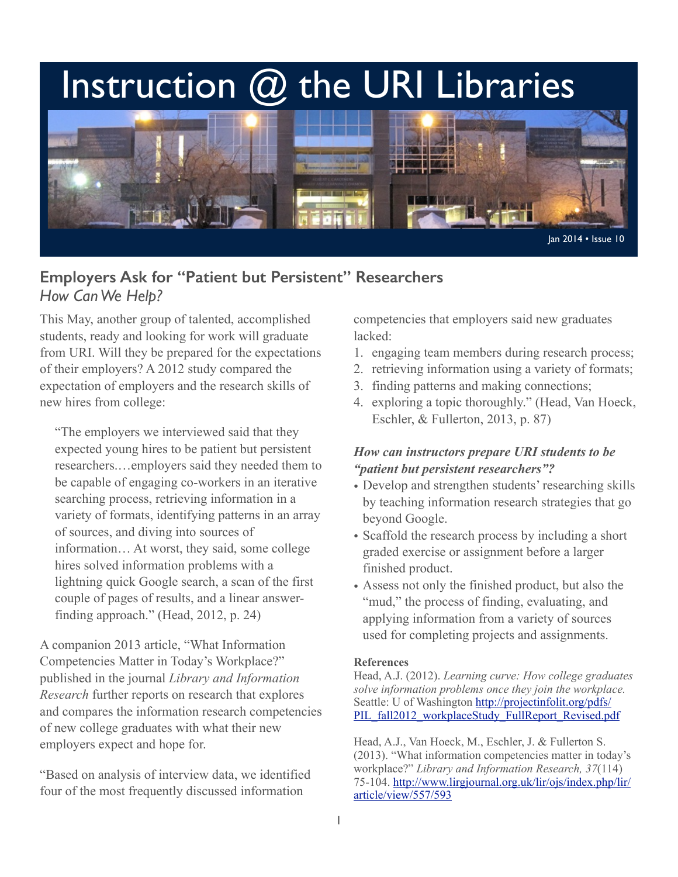# Instruction @ the URI Libraries

Jan 2014 • Issue 10

## Employers Ask for "Patient but Persistent" Researchers

*How Can We Help?*

This May, another group of talented, accomplished students, ready and looking for work will graduate from URI. Will they be prepared for the expectations of their employers? A 2012 study compared the expectation of employers and the research skills of new hires from college:

> "The employers we interviewed said that they expected young hires to be patient but persistent researchers.…employers said they needed them to be capable of engaging co-workers in an iterative searching process, retrieving information in a variety of formats, identifying patterns in an array of sources, and diving into sources of information… At worst, they said, some college hires solved information problems with a lightning quick Google search, a scan of the first couple of pages of results, and a linear answer-finding approach." (Head, 2012, p. 24)

A companion 2013 article, "What Information Competencies Matter in Today's Workplace?" published in the journal *Library and Information Research* further reports on research that explores and compares the information research competencies of new college graduates with what their new employers expect and hope for.

"Based on analysis of interview data, we identified four of the most frequently discussed information competencies that employers said new graduates lacked:

1. engaging team members during research process;
2. retrieving information using a variety of formats;
3. finding patterns and making connections;
4. exploring a topic thoroughly." (Head, Van Hoeck, Eschler, & Fullerton, 2013, p. 87)

***How can instructors prepare URI students to be "patient but persistent researchers"?***

- Develop and strengthen students' researching skills by teaching information research strategies that go beyond Google.
- Scaffold the research process by including a short graded exercise or assignment before a larger finished product.
- Assess not only the finished product, but also the "mud," the process of finding, evaluating, and applying information from a variety of sources used for completing projects and assignments.

**References**

Head, A.J. (2012). *Learning curve: How college graduates solve information problems once they join the workplace.* Seattle: U of Washington http://projectinfolit.org/pdfs/PIL_fall2012_workplaceStudy_FullReport_Revised.pdf

Head, A.J., Van Hoeck, M., Eschler, J. & Fullerton S. (2013). "What information competencies matter in today's workplace?" *Library and Information Research, 37*(114) 75-104. http://www.lirgjournal.org.uk/lir/ojs/index.php/lir/article/view/557/593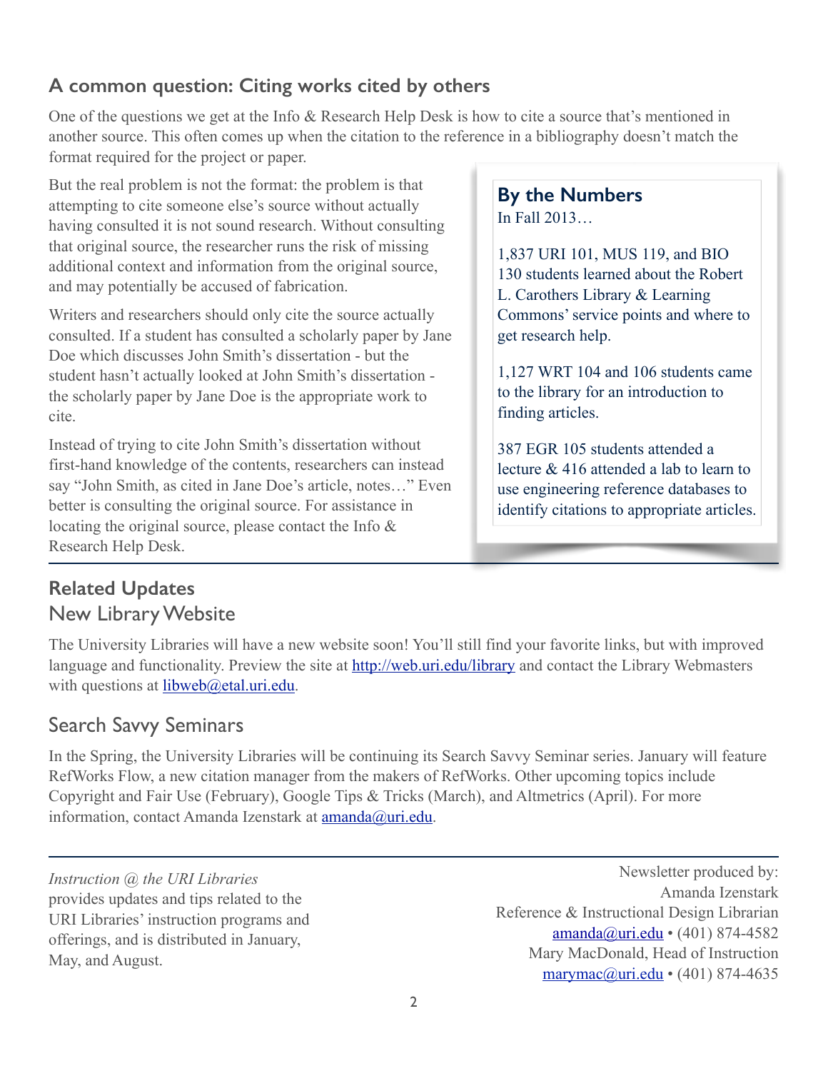## A common question: Citing works cited by others

One of the questions we get at the Info & Research Help Desk is how to cite a source that's mentioned in another source. This often comes up when the citation to the reference in a bibliography doesn't match the format required for the project or paper.

But the real problem is not the format: the problem is that attempting to cite someone else's source without actually having consulted it is not sound research. Without consulting that original source, the researcher runs the risk of missing additional context and information from the original source, and may potentially be accused of fabrication.

Writers and researchers should only cite the source actually consulted. If a student has consulted a scholarly paper by Jane Doe which discusses John Smith's dissertation - but the student hasn't actually looked at John Smith's dissertation - the scholarly paper by Jane Doe is the appropriate work to cite.

Instead of trying to cite John Smith's dissertation without first-hand knowledge of the contents, researchers can instead say "John Smith, as cited in Jane Doe's article, notes…" Even better is consulting the original source. For assistance in locating the original source, please contact the Info & Research Help Desk.

### By the Numbers

In Fall 2013…

1,837 URI 101, MUS 119, and BIO 130 students learned about the Robert L. Carothers Library & Learning Commons' service points and where to get research help.

1,127 WRT 104 and 106 students came to the library for an introduction to finding articles.

387 EGR 105 students attended a lecture & 416 attended a lab to learn to use engineering reference databases to identify citations to appropriate articles.

## Related Updates

### New Library Website

The University Libraries will have a new website soon! You'll still find your favorite links, but with improved language and functionality. Preview the site at http://web.uri.edu/library and contact the Library Webmasters with questions at libweb@etal.uri.edu.

### Search Savvy Seminars

In the Spring, the University Libraries will be continuing its Search Savvy Seminar series. January will feature RefWorks Flow, a new citation manager from the makers of RefWorks. Other upcoming topics include Copyright and Fair Use (February), Google Tips & Tricks (March), and Altmetrics (April). For more information, contact Amanda Izenstark at amanda@uri.edu.

---

*Instruction @ the URI Libraries* provides updates and tips related to the URI Libraries' instruction programs and offerings, and is distributed in January, May, and August.

Newsletter produced by:
Amanda Izenstark
Reference & Instructional Design Librarian
amanda@uri.edu • (401) 874-4582
Mary MacDonald, Head of Instruction
marymac@uri.edu • (401) 874-4635